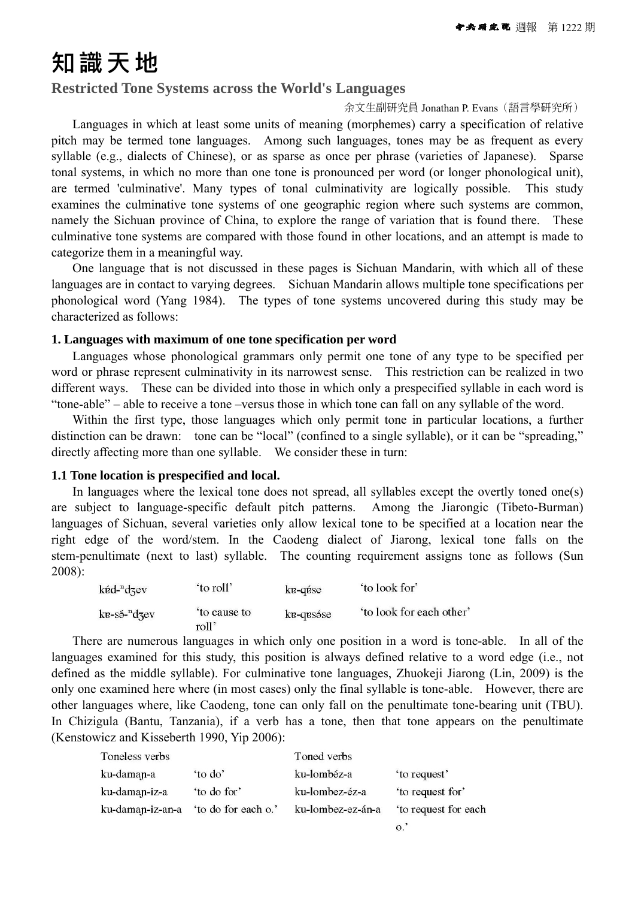# 知識天地

## Restricted Tone Systems across the World's Languages

余文生副研究員 Jonathan P. Evans（語言學研究所）

Languages in which at least some units of meaning (morphemes) carry a specification of relative pitch may be termed tone languages. Among such languages, tones may be as frequent as every syllable (e.g., dialects of Chinese), or as sparse as once per phrase (varieties of Japanese). Sparse tonal systems, in which no more than one tone is pronounced per word (or longer phonological unit), are termed 'culminative'. Many types of tonal culminativity are logically possible. This study examines the culminative tone systems of one geographic region where such systems are common, namely the Sichuan province of China, to explore the range of variation that is found there. These culminative tone systems are compared with those found in other locations, and an attempt is made to categorize them in a meaningful way.

One language that is not discussed in these pages is Sichuan Mandarin, with which all of these languages are in contact to varying degrees. Sichuan Mandarin allows multiple tone specifications per phonological word (Yang 1984). The types of tone systems uncovered during this study may be characterized as follows:

### 1. Languages with maximum of one tone specification per word

Languages whose phonological grammars only permit one tone of any type to be specified per word or phrase represent culminativity in its narrowest sense. This restriction can be realized in two different ways. These can be divided into those in which only a prespecified syllable in each word is "tone-able" – able to receive a tone –versus those in which tone can fall on any syllable of the word.

Within the first type, those languages which only permit tone in particular locations, a further distinction can be drawn: tone can be "local" (confined to a single syllable), or it can be "spreading," directly affecting more than one syllable. We consider these in turn:

### 1.1 Tone location is prespecified and local.

In languages where the lexical tone does not spread, all syllables except the overtly toned one(s) are subject to language-specific default pitch patterns. Among the Jiarongic (Tibeto-Burman) languages of Sichuan, several varieties only allow lexical tone to be specified at a location near the right edge of the word/stem. In the Caodeng dialect of Jiarong, lexical tone falls on the stem-penultimate (next to last) syllable. The counting requirement assigns tone as follows (Sun 2008):

| | | | |
|---|---|---|---|
| kɐ́d-ⁿdʒev | 'to roll' | kɐ-qése | 'to look for' |
| kɐ-sə́-ⁿdʒev | 'to cause to roll' | kɐ-qɐsə́se | 'to look for each other' |

There are numerous languages in which only one position in a word is tone-able. In all of the languages examined for this study, this position is always defined relative to a word edge (i.e., not defined as the middle syllable). For culminative tone languages, Zhuokeji Jiarong (Lin, 2009) is the only one examined here where (in most cases) only the final syllable is tone-able. However, there are other languages where, like Caodeng, tone can only fall on the penultimate tone-bearing unit (TBU). In Chizigula (Bantu, Tanzania), if a verb has a tone, then that tone appears on the penultimate (Kenstowicz and Kisseberth 1990, Yip 2006):

| Toneless verbs | | Toned verbs | |
|---|---|---|---|
| ku-damaɲ-a | 'to do' | ku-lombéz-a | 'to request' |
| ku-damaɲ-iz-a | 'to do for' | ku-lombez-éz-a | 'to request for' |
| ku-damaɲ-iz-an-a | 'to do for each o.' | ku-lombez-ez-án-a | 'to request for each o.' |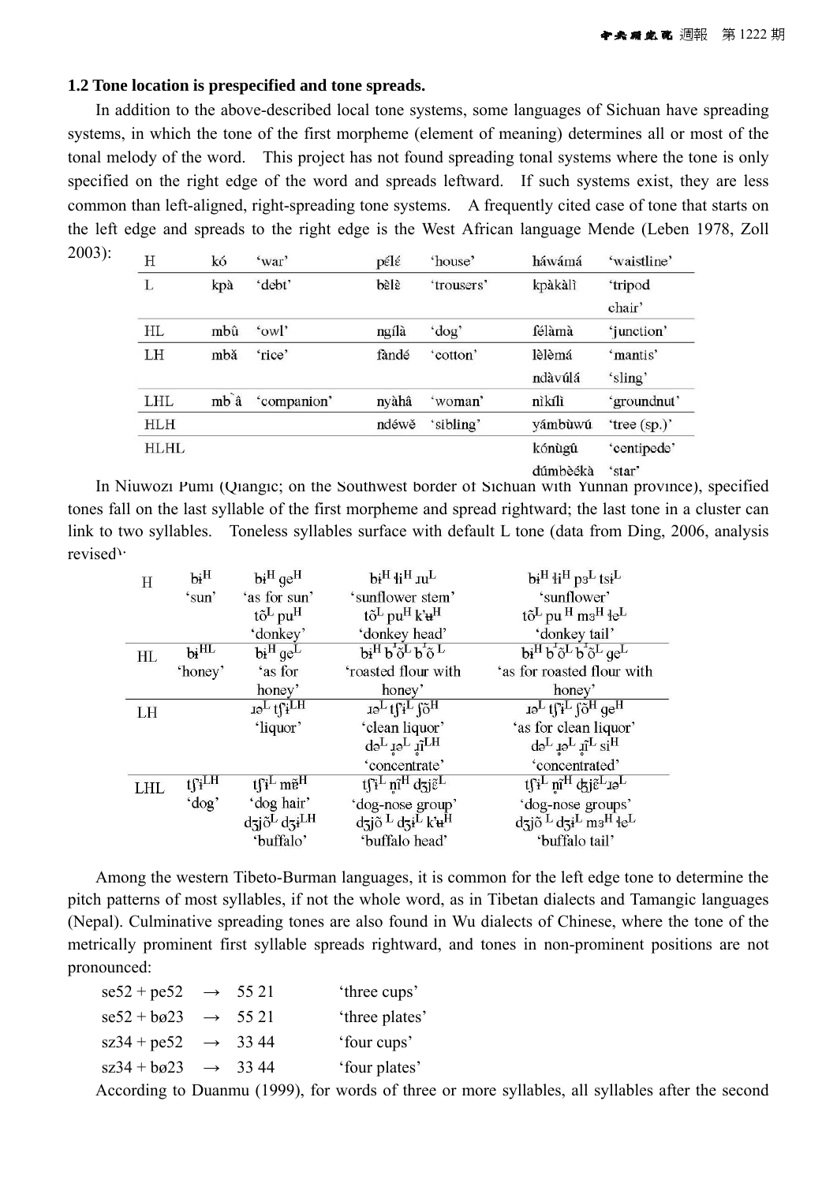### 1.2 Tone location is prespecified and tone spreads.

In addition to the above-described local tone systems, some languages of Sichuan have spreading systems, in which the tone of the first morpheme (element of meaning) determines all or most of the tonal melody of the word. This project has not found spreading tonal systems where the tone is only specified on the right edge of the word and spreads leftward. If such systems exist, they are less common than left-aligned, right-spreading tone systems. A frequently cited case of tone that starts on the left edge and spreads to the right edge is the West African language Mende (Leben 1978, Zoll 2003):

| | | | | | | |
|---|---|---|---|---|---|---|
| H | kó | 'war' | pɛ́lɛ́ | 'house' | háwámá | 'waistline' |
| L | kpà | 'debt' | bɛ̀lɛ̀ | 'trousers' | kpàkàlì | 'tripod chair' |
| HL | mbû | 'owl' | ngílà | 'dog' | félàmà | 'junction' |
| LH | mbǎ | 'rice' | fàndé | 'cotton' | lèlèmá<br>ndàvúlá | 'mantis'<br>'sling' |
| LHL | mbà̂ | 'companion' | nyàhâ | 'woman' | nìkílì | 'groundnut' |
| HLH | | | ndéwě | 'sibling' | yámbùwú | 'tree (sp.)' |
| HLHL | | | | | kónùgû<br>dúmbèɛ́kà | 'centipede'<br>'star' |

In Niuwozi Pumi (Qiangic; on the Southwest border of Sichuan with Yunnan province), specified tones fall on the last syllable of the first morpheme and spread rightward; the last tone in a cluster can link to two syllables. Toneless syllables surface with default L tone (data from Ding, 2006, analysis revised):

| | | | | |
|---|---|---|---|---|
| H | bɨ$^{H}$<br>'sun' | bɨ$^{H}$ ge$^{H}$<br>'as for sun'<br>tõ$^{L}$ pu$^{H}$<br>'donkey' | bɨ$^{H}$ ɬi$^{H}$ ɹu$^{L}$<br>'sunflower stem'<br>tõ$^{L}$ pu$^{H}$ k'ʉ$^{H}$<br>'donkey head' | bɨ$^{H}$ ɬi$^{H}$ pɜ$^{L}$ tsi$^{L}$<br>'sunflower'<br>tõ$^{L}$ pu$^{H}$ mɜ$^{H}$ ɬe$^{L}$<br>'donkey tail' |
| HL | bɨ$^{HL}$<br>'honey' | bɨ$^{H}$ ge$^{L}$<br>'as for honey' | bɨ$^{H}$ b$^{r}$õ$^{L}$ b$^{r}$õ$^{L}$<br>'roasted flour with honey' | bɨ$^{H}$ b$^{r}$õ$^{L}$ b$^{r}$õ$^{L}$ ge$^{L}$<br>'as for roasted flour with honey' |
| LH | | ɹə$^{L}$ tʃi$^{LH}$<br>'liquor' | ɹə$^{L}$ tʃi$^{L}$ ʃõ$^{H}$<br>'clean liquor'<br>də$^{L}$ ɹ̥ə$^{L}$ ɲ̥i$^{LH}$<br>'concentrate' | ɹə$^{L}$ tʃi$^{L}$ ʃõ$^{H}$ ge$^{H}$<br>'as for clean liquor'<br>də$^{L}$ ɹ̥ə$^{L}$ ɲ̥i$^{L}$ si$^{H}$<br>'concentrated' |
| LHL | tʃi$^{LH}$<br>'dog' | tʃi$^{L}$ mẽ$^{H}$<br>'dog hair'<br>dʒjõ$^{L}$ dʒi$^{LH}$<br>'buffalo' | tʃi$^{L}$ ɲ̥i$^{H}$ dʒjɛ̃$^{L}$<br>'dog-nose group'<br>dʒjõ$^{L}$ dʒi$^{L}$ k'ʉ$^{H}$<br>'buffalo head' | tʃi$^{L}$ ɲ̥i$^{H}$ dʒjɛ̃$^{L}$ɹə$^{L}$<br>'dog-nose groups'<br>dʒjõ$^{L}$ dʒi$^{L}$ mɜ$^{H}$ ɬe$^{L}$<br>'buffalo tail' |

Among the western Tibeto-Burman languages, it is common for the left edge tone to determine the pitch patterns of most syllables, if not the whole word, as in Tibetan dialects and Tamangic languages (Nepal). Culminative spreading tones are also found in Wu dialects of Chinese, where the tone of the metrically prominent first syllable spreads rightward, and tones in non-prominent positions are not pronounced:

| | | | |
|---|---|---|---|
| se52 + pe52 | → | 55 21 | 'three cups' |
| se52 + bø23 | → | 55 21 | 'three plates' |
| sz34 + pe52 | → | 33 44 | 'four cups' |
| sz34 + bø23 | → | 33 44 | 'four plates' |

According to Duanmu (1999), for words of three or more syllables, all syllables after the second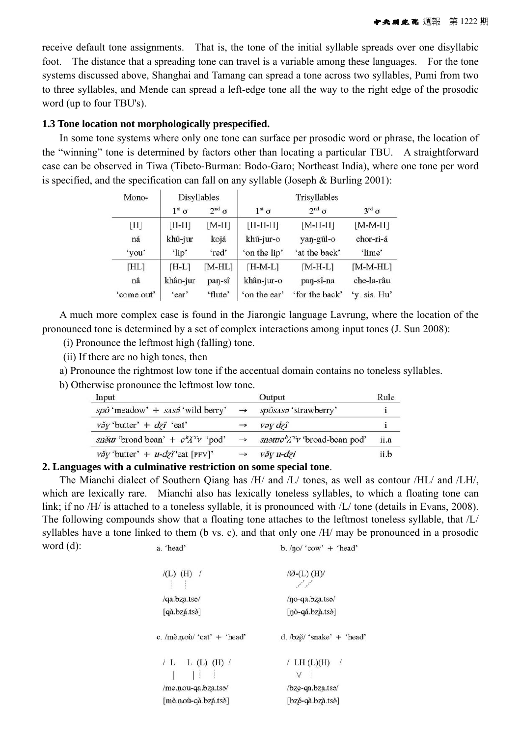receive default tone assignments. That is, the tone of the initial syllable spreads over one disyllabic foot. The distance that a spreading tone can travel is a variable among these languages. For the tone systems discussed above, Shanghai and Tamang can spread a tone across two syllables, Pumi from two to three syllables, and Mende can spread a left-edge tone all the way to the right edge of the prosodic word (up to four TBU's).

**1.3 Tone location not morphologically prespecified.**

In some tone systems where only one tone can surface per prosodic word or phrase, the location of the "winning" tone is determined by factors other than locating a particular TBU. A straightforward case can be observed in Tiwa (Tibeto-Burman: Bodo-Garo; Northeast India), where one tone per word is specified, and the specification can fall on any syllable (Joseph & Burling 2001):

| Mono- | Disyllables | | Trisyllables | | |
|---|---|---|---|---|---|
| | 1st σ | 2nd σ | 1st σ | 2nd σ | 3rd σ |
| [H] | [H-H] | [M-H] | [H-H-H] | [M-H-H] | [M-M-H] |
| ná | khú-jur | kojá | khú-jur-o | yaŋ-gúl-o | chor-ri-á |
| 'you' | 'lip' | 'red' | 'on the lip' | 'at the back' | 'lime' |
| [HL] | [H-L] | [M-HL] | [H-M-L] | [M-H-L] | [M-M-HL] |
| nâ | khân-jur | paŋ-sî | khân-jur-o | paŋ-sî-na | che-la-râu |
| 'come out' | 'ear' | 'flute' | 'on the ear' | 'for the back' | 'y. sis. Hu' |

A much more complex case is found in the Jiarongic language Lavrung, where the location of the pronounced tone is determined by a set of complex interactions among input tones (J. Sun 2008):

(i) Pronounce the leftmost high (falling) tone.

(ii) If there are no high tones, then

a) Pronounce the rightmost low tone if the accentual domain contains no toneless syllables.

b) Otherwise pronounce the leftmost low tone.

| Input | | Output | Rule |
|---|---|---|---|
| *spô* 'meadow' + *ʁʌsə̂* 'wild berry' | → | *spôʁʌsə* 'strawberry' | i |
| *və̆ɣ* 'butter' + *dʑî* 'eat' | → | *vəɣ dʑî* | i |
| *snĕɯ* 'broad bean' + *cʰɣ̆ʌ̆v* 'pod' | → | *snəɯcʰɣ̆ʌ̆v* 'broad-bean pod' | ii.a |
| *və̆ɣ* 'butter' + *ɯ-dʑĭ* 'eat [PFV]' | → | *və̆ɣ ɯ-dʑi* | ii.b |

**2. Languages with a culminative restriction on some special tone**.

The Mianchi dialect of Southern Qiang has /H/ and /L/ tones, as well as contour /HL/ and /LH/, which are lexically rare. Mianchi also has lexically toneless syllables, to which a floating tone can link; if no /H/ is attached to a toneless syllable, it is pronounced with /L/ tone (details in Evans, 2008). The following compounds show that a floating tone attaches to the leftmost toneless syllable, that /L/ syllables have a tone linked to them (b vs. c), and that only one /H/ may be pronounced in a prosodic word (d):

a. 'head'

/(L) (H) /

/qa.bza.tsə/

[qà.bzá.tsə]

b. /ŋo/ 'cow' + 'head'

/Ø-(L) (H)/

/ŋo-qa.bza.tsə/

[ŋò-qá.bzà.tsə]

c. /mè.ɲoù/ 'cat' + 'head'

/ L L (L) (H) /

/me.ɲou-qa.bza.tsə/

[mè.ɲoù-qà.bzá.tsə]

d. /bzě/ 'snake' + 'head'

/ LH (L)(H) /

/bze-qa.bza.tsə/

[bzě-qà.bzà.tsə]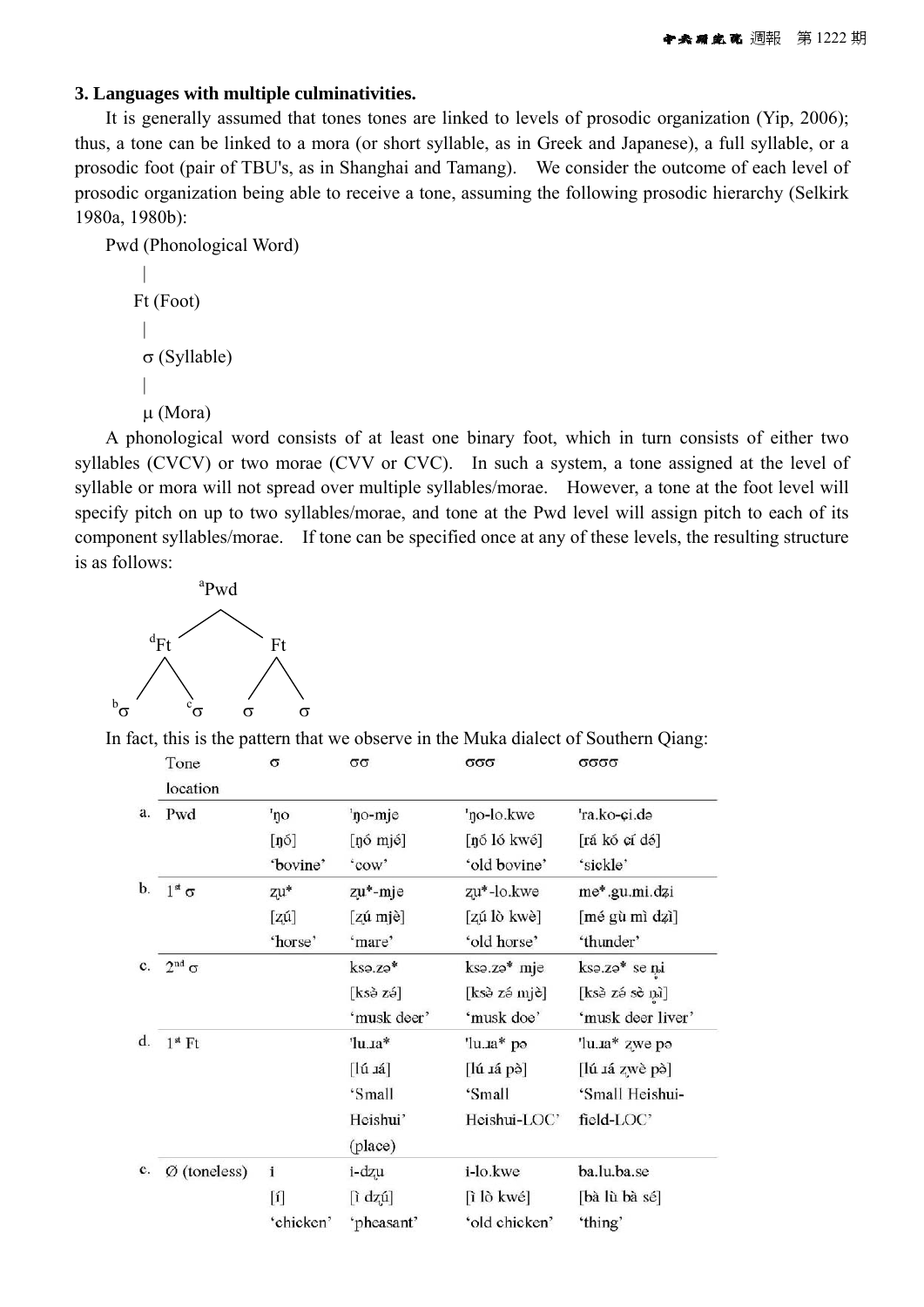### 3. Languages with multiple culminativities.

It is generally assumed that tones tones are linked to levels of prosodic organization (Yip, 2006); thus, a tone can be linked to a mora (or short syllable, as in Greek and Japanese), a full syllable, or a prosodic foot (pair of TBU's, as in Shanghai and Tamang). We consider the outcome of each level of prosodic organization being able to receive a tone, assuming the following prosodic hierarchy (Selkirk 1980a, 1980b):

```
Pwd (Phonological Word)
  |
 Ft (Foot)
  |
  σ (Syllable)
  |
  μ (Mora)
```

A phonological word consists of at least one binary foot, which in turn consists of either two syllables (CVCV) or two morae (CVV or CVC). In such a system, a tone assigned at the level of syllable or mora will not spread over multiple syllables/morae. However, a tone at the foot level will specify pitch on up to two syllables/morae, and tone at the Pwd level will assign pitch to each of its component syllables/morae. If tone can be specified once at any of these levels, the resulting structure is as follows:

```
              ᵃPwd
            /      \
        ᵈFt          Ft
       /    \       /  \
    ᵇσ      ᶜσ     σ    σ
```

In fact, this is the pattern that we observe in the Muka dialect of Southern Qiang:

| | Tone location | σ | σσ | σσσ | σσσσ |
|---|---|---|---|---|---|
| a. | Pwd | 'ŋo | 'ŋo-mje | 'ŋo-lo.kwe | 'ra.ko-ɕi.də |
| | | [ŋó] | [ŋó mjé] | [ŋó ló kwé] | [rá kó ɕí dé] |
| | | 'bovine' | 'cow' | 'old bovine' | 'sickle' |
| b. | 1st σ | zu̪* | zu̪*-mje | zu̪*-lo.kwe | me*.gu.mi.dʑi |
| | | [zú̪] | [zú̪ mjè] | [zú̪ lò kwè] | [mé gù mì dʑì] |
| | | 'horse' | 'mare' | 'old horse' | 'thunder' |
| c. | 2nd σ | | ksə.zə* | ksə.zə* mje | ksə.zə* se n̥i |
| | | | [ksè zé] | [ksè zé mjè] | [ksè zé sè n̥ì] |
| | | | 'musk deer' | 'musk doe' | 'musk deer liver' |
| d. | 1st Ft | | 'lu.ɹa* | 'lu.ɹa* pə | 'lu.ɹa* zwe pə |
| | | | [lú ɹá] | [lú ɹá pè] | [lú ɹá zwè pè] |
| | | | 'Small Heishui' (place) | 'Small Heishui-LOC' | 'Small Heishui-field-LOC' |
| e. | Ø (toneless) | i | i-dzu̪ | i-lo.kwe | ba.lu.ba.se |
| | | [í] | [ì dzú̪] | [ì lò kwé] | [bà lù bà sé] |
| | | 'chicken' | 'pheasant' | 'old chicken' | 'thing' |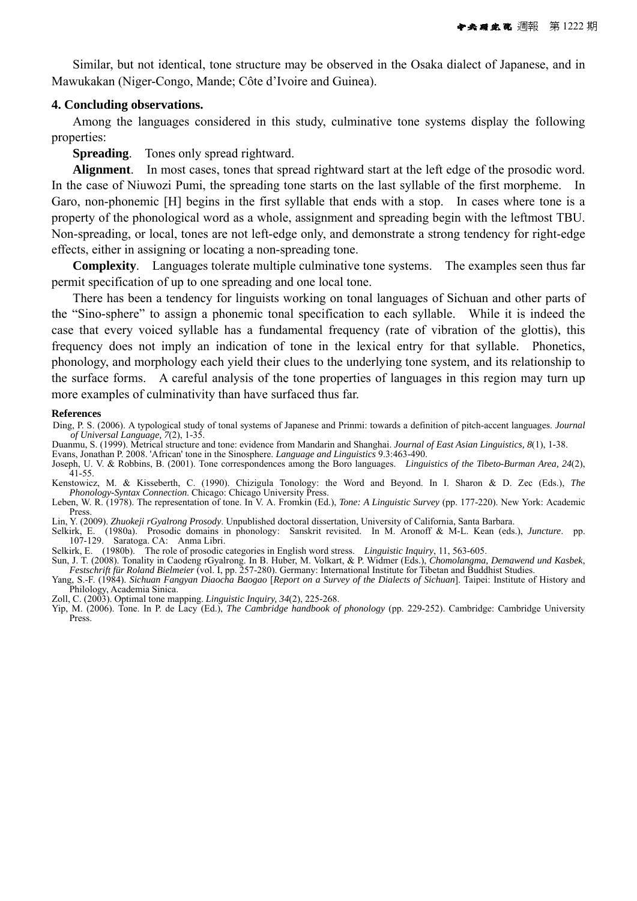Similar, but not identical, tone structure may be observed in the Osaka dialect of Japanese, and in Mawukakan (Niger-Congo, Mande; Côte d'Ivoire and Guinea).

### 4. Concluding observations.

Among the languages considered in this study, culminative tone systems display the following properties:

**Spreading**. Tones only spread rightward.

**Alignment**. In most cases, tones that spread rightward start at the left edge of the prosodic word. In the case of Niuwozi Pumi, the spreading tone starts on the last syllable of the first morpheme. In Garo, non-phonemic [H] begins in the first syllable that ends with a stop. In cases where tone is a property of the phonological word as a whole, assignment and spreading begin with the leftmost TBU. Non-spreading, or local, tones are not left-edge only, and demonstrate a strong tendency for right-edge effects, either in assigning or locating a non-spreading tone.

**Complexity**. Languages tolerate multiple culminative tone systems. The examples seen thus far permit specification of up to one spreading and one local tone.

There has been a tendency for linguists working on tonal languages of Sichuan and other parts of the "Sino-sphere" to assign a phonemic tonal specification to each syllable. While it is indeed the case that every voiced syllable has a fundamental frequency (rate of vibration of the glottis), this frequency does not imply an indication of tone in the lexical entry for that syllable. Phonetics, phonology, and morphology each yield their clues to the underlying tone system, and its relationship to the surface forms. A careful analysis of the tone properties of languages in this region may turn up more examples of culminativity than have surfaced thus far.

#### References

Ding, P. S. (2006). A typological study of tonal systems of Japanese and Prinmi: towards a definition of pitch-accent languages. *Journal of Universal Language, 7*(2), 1-35.

Duanmu, S. (1999). Metrical structure and tone: evidence from Mandarin and Shanghai. *Journal of East Asian Linguistics, 8*(1), 1-38.

Evans, Jonathan P. 2008. 'African' tone in the Sinosphere. *Language and Linguistics* 9.3:463-490.

Joseph, U. V. & Robbins, B. (2001). Tone correspondences among the Boro languages. *Linguistics of the Tibeto-Burman Area, 24*(2), 41-55.

Kenstowicz, M. & Kisseberth, C. (1990). Chizigula Tonology: the Word and Beyond. In I. Sharon & D. Zec (Eds.), *The Phonology-Syntax Connection.* Chicago: Chicago University Press.

Leben, W. R. (1978). The representation of tone. In V. A. Fromkin (Ed.), *Tone: A Linguistic Survey* (pp. 177-220). New York: Academic Press.

Lin, Y. (2009). *Zhuokeji rGyalrong Prosody*. Unpublished doctoral dissertation, University of California, Santa Barbara.

Selkirk, E. (1980a). Prosodic domains in phonology: Sanskrit revisited. In M. Aronoff & M-L. Kean (eds.), *Juncture*. pp. 107-129. Saratoga. CA: Anma Libri.

Selkirk, E. (1980b). The role of prosodic categories in English word stress. *Linguistic Inquiry*, 11, 563-605.

Sun, J. T. (2008). Tonality in Caodeng rGyalrong. In B. Huber, M. Volkart, & P. Widmer (Eds.), *Chomolangma, Demawend und Kasbek, Festschrift für Roland Bielmeier* (vol. I, pp. 257-280). Germany: International Institute for Tibetan and Buddhist Studies.

Yang, S.-F. (1984). *Sichuan Fangyan Diaocha Baogao* [*Report on a Survey of the Dialects of Sichuan*]. Taipei: Institute of History and Philology, Academia Sinica.

Zoll, C. (2003). Optimal tone mapping. *Linguistic Inquiry, 34*(2), 225-268.

Yip, M. (2006). Tone. In P. de Lacy (Ed.), *The Cambridge handbook of phonology* (pp. 229-252). Cambridge: Cambridge University Press.